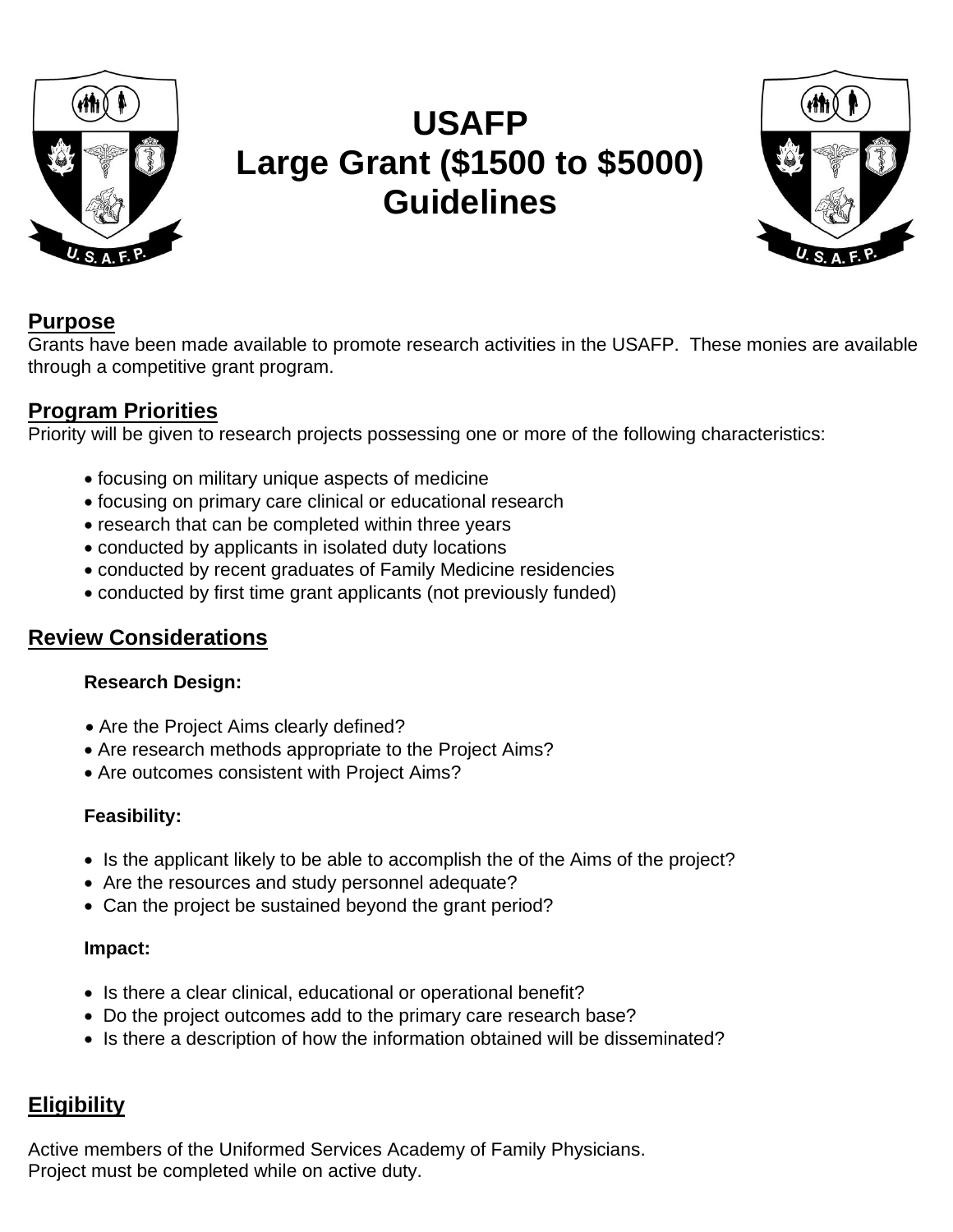# USAFP
# Large Grant ($1500 to $5000) Guidelines

## Purpose

Grants have been made available to promote research activities in the USAFP. These monies are available through a competitive grant program.

## Program Priorities

Priority will be given to research projects possessing one or more of the following characteristics:

- focusing on military unique aspects of medicine
- focusing on primary care clinical or educational research
- research that can be completed within three years
- conducted by applicants in isolated duty locations
- conducted by recent graduates of Family Medicine residencies
- conducted by first time grant applicants (not previously funded)

## Review Considerations

**Research Design:**

- Are the Project Aims clearly defined?
- Are research methods appropriate to the Project Aims?
- Are outcomes consistent with Project Aims?

**Feasibility:**

- Is the applicant likely to be able to accomplish the of the Aims of the project?
- Are the resources and study personnel adequate?
- Can the project be sustained beyond the grant period?

**Impact:**

- Is there a clear clinical, educational or operational benefit?
- Do the project outcomes add to the primary care research base?
- Is there a description of how the information obtained will be disseminated?

## Eligibility

Active members of the Uniformed Services Academy of Family Physicians.
Project must be completed while on active duty.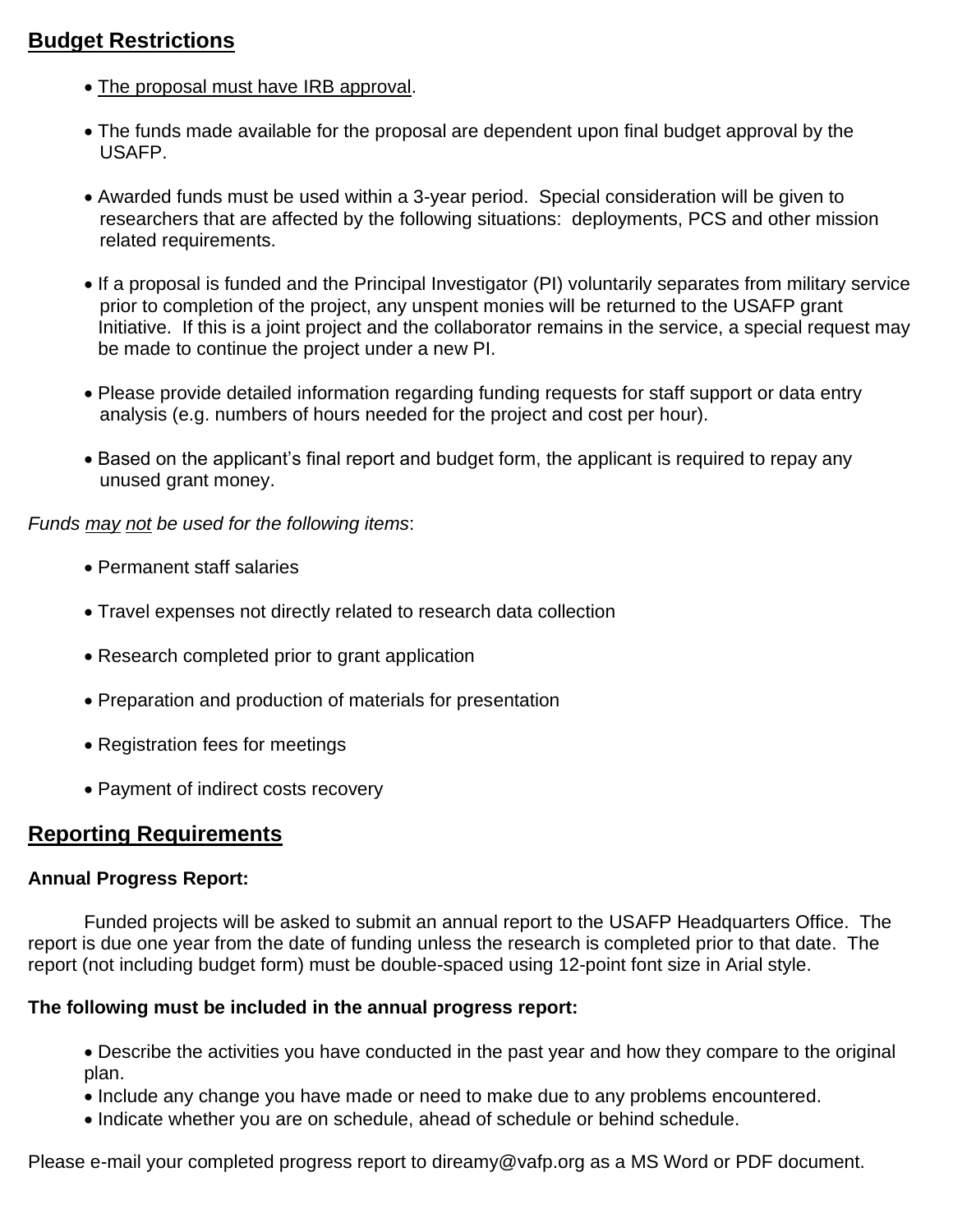## Budget Restrictions

- The proposal must have IRB approval.
- The funds made available for the proposal are dependent upon final budget approval by the USAFP.
- Awarded funds must be used within a 3-year period. Special consideration will be given to researchers that are affected by the following situations: deployments, PCS and other mission related requirements.
- If a proposal is funded and the Principal Investigator (PI) voluntarily separates from military service prior to completion of the project, any unspent monies will be returned to the USAFP grant Initiative. If this is a joint project and the collaborator remains in the service, a special request may be made to continue the project under a new PI.
- Please provide detailed information regarding funding requests for staff support or data entry analysis (e.g. numbers of hours needed for the project and cost per hour).
- Based on the applicant's final report and budget form, the applicant is required to repay any unused grant money.

*Funds may not be used for the following items*:

- Permanent staff salaries
- Travel expenses not directly related to research data collection
- Research completed prior to grant application
- Preparation and production of materials for presentation
- Registration fees for meetings
- Payment of indirect costs recovery

## Reporting Requirements

**Annual Progress Report:**

Funded projects will be asked to submit an annual report to the USAFP Headquarters Office. The report is due one year from the date of funding unless the research is completed prior to that date. The report (not including budget form) must be double-spaced using 12-point font size in Arial style.

**The following must be included in the annual progress report:**

- Describe the activities you have conducted in the past year and how they compare to the original plan.
- Include any change you have made or need to make due to any problems encountered.
- Indicate whether you are on schedule, ahead of schedule or behind schedule.

Please e-mail your completed progress report to direamy@vafp.org as a MS Word or PDF document.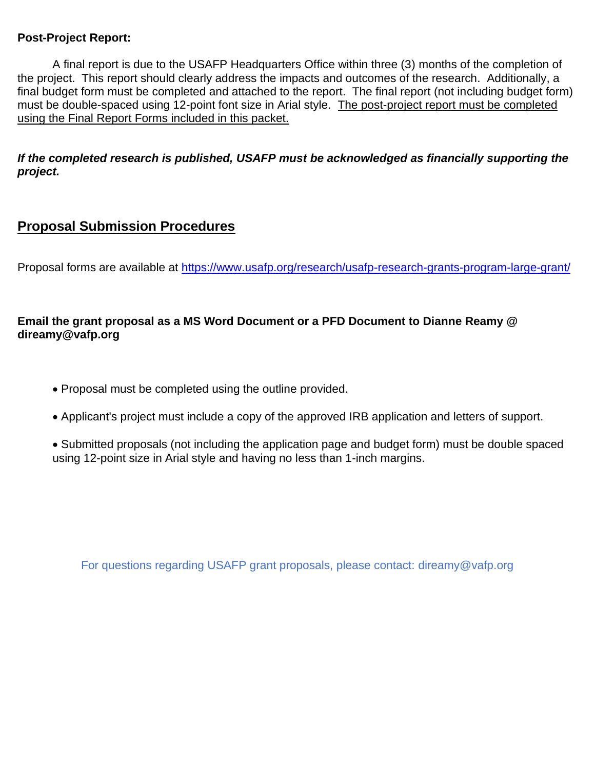**Post-Project Report:**

A final report is due to the USAFP Headquarters Office within three (3) months of the completion of the project. This report should clearly address the impacts and outcomes of the research. Additionally, a final budget form must be completed and attached to the report. The final report (not including budget form) must be double-spaced using 12-point font size in Arial style. The post-project report must be completed using the Final Report Forms included in this packet.

***If the completed research is published, USAFP must be acknowledged as financially supporting the project.***

## Proposal Submission Procedures

Proposal forms are available at [https://www.usafp.org/research/usafp-research-grants-program-large-grant/](https://www.usafp.org/research/usafp-research-grants-program-large-grant/)

**Email the grant proposal as a MS Word Document or a PFD Document to Dianne Reamy @ direamy@vafp.org**

- Proposal must be completed using the outline provided.
- Applicant's project must include a copy of the approved IRB application and letters of support.
- Submitted proposals (not including the application page and budget form) must be double spaced using 12-point size in Arial style and having no less than 1-inch margins.

For questions regarding USAFP grant proposals, please contact: direamy@vafp.org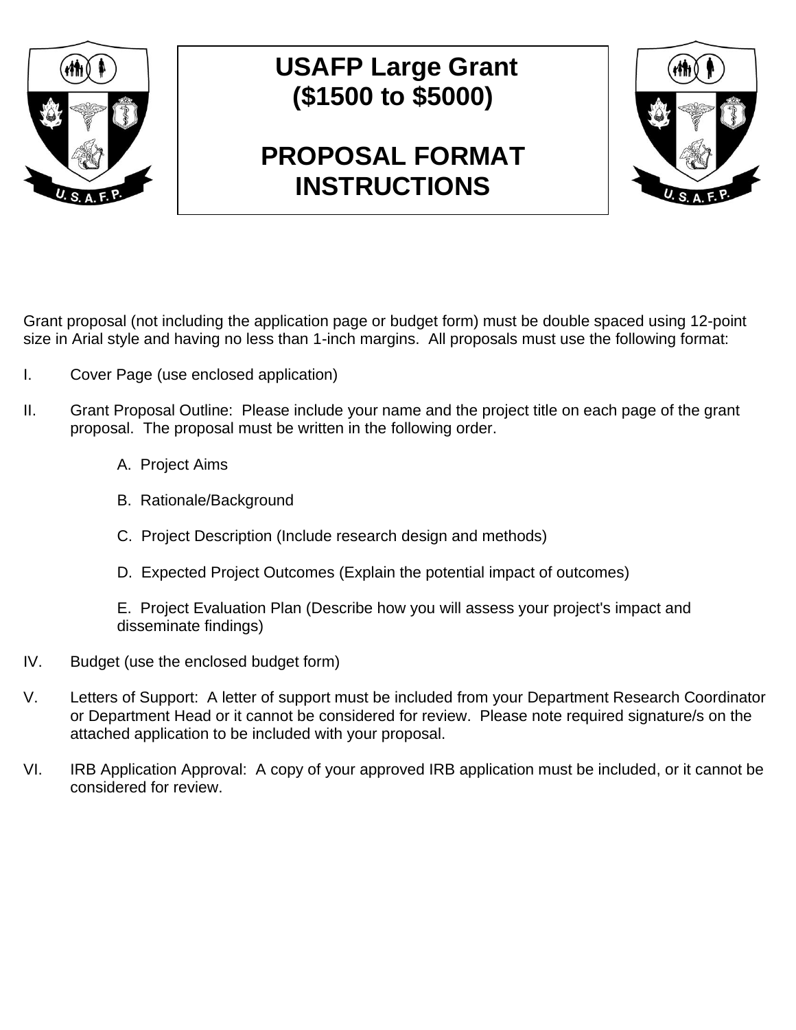# USAFP Large Grant (\$1500 to \$5000)

# PROPOSAL FORMAT INSTRUCTIONS

Grant proposal (not including the application page or budget form) must be double spaced using 12-point size in Arial style and having no less than 1-inch margins. All proposals must use the following format:

I. Cover Page (use enclosed application)

II. Grant Proposal Outline: Please include your name and the project title on each page of the grant proposal. The proposal must be written in the following order.

  A. Project Aims

  B. Rationale/Background

  C. Project Description (Include research design and methods)

  D. Expected Project Outcomes (Explain the potential impact of outcomes)

  E. Project Evaluation Plan (Describe how you will assess your project's impact and disseminate findings)

IV. Budget (use the enclosed budget form)

V. Letters of Support: A letter of support must be included from your Department Research Coordinator or Department Head or it cannot be considered for review. Please note required signature/s on the attached application to be included with your proposal.

VI. IRB Application Approval: A copy of your approved IRB application must be included, or it cannot be considered for review.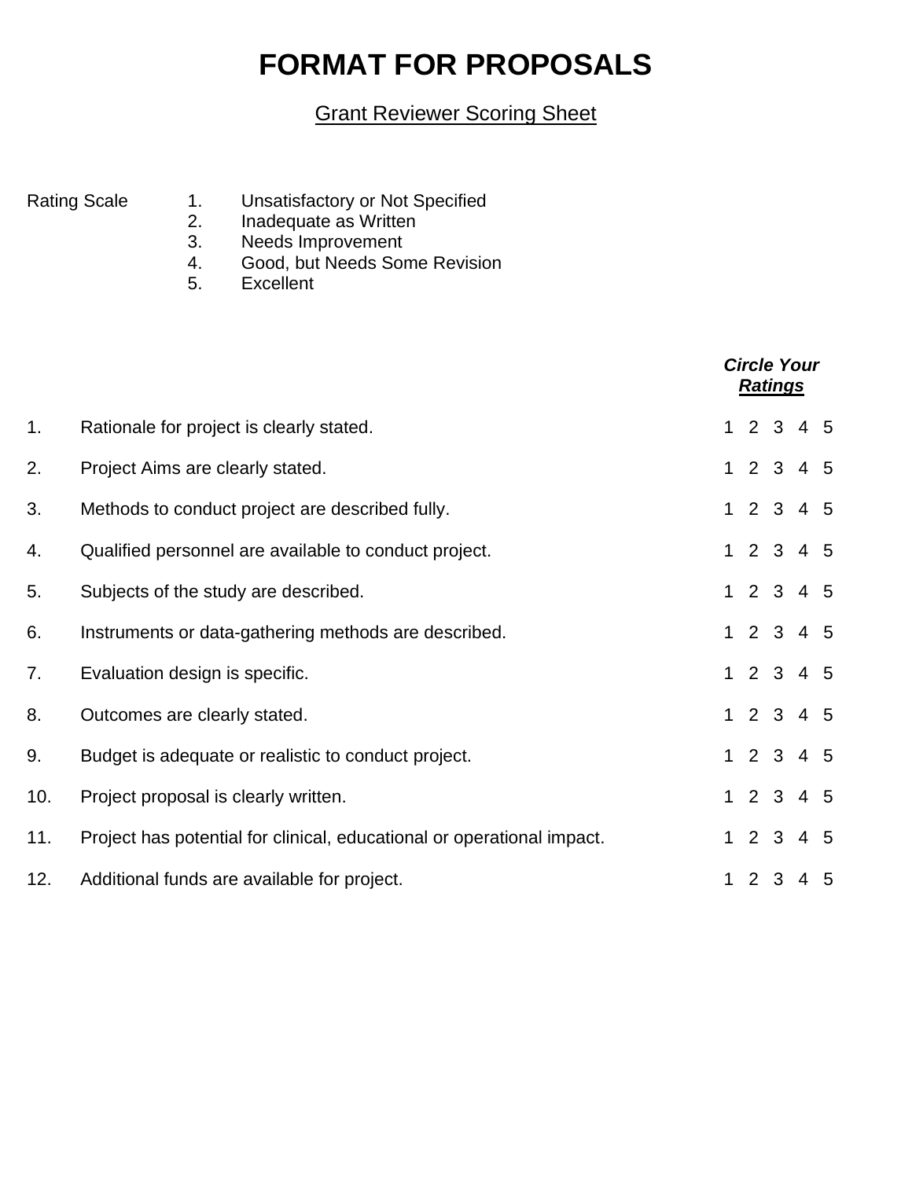# FORMAT FOR PROPOSALS

Grant Reviewer Scoring Sheet

Rating Scale

1. Unsatisfactory or Not Specified
2. Inadequate as Written
3. Needs Improvement
4. Good, but Needs Some Revision
5. Excellent

| | | ***Circle Your Ratings*** |
|---|---|---|
| 1. | Rationale for project is clearly stated. | 1 2 3 4 5 |
| 2. | Project Aims are clearly stated. | 1 2 3 4 5 |
| 3. | Methods to conduct project are described fully. | 1 2 3 4 5 |
| 4. | Qualified personnel are available to conduct project. | 1 2 3 4 5 |
| 5. | Subjects of the study are described. | 1 2 3 4 5 |
| 6. | Instruments or data-gathering methods are described. | 1 2 3 4 5 |
| 7. | Evaluation design is specific. | 1 2 3 4 5 |
| 8. | Outcomes are clearly stated. | 1 2 3 4 5 |
| 9. | Budget is adequate or realistic to conduct project. | 1 2 3 4 5 |
| 10. | Project proposal is clearly written. | 1 2 3 4 5 |
| 11. | Project has potential for clinical, educational or operational impact. | 1 2 3 4 5 |
| 12. | Additional funds are available for project. | 1 2 3 4 5 |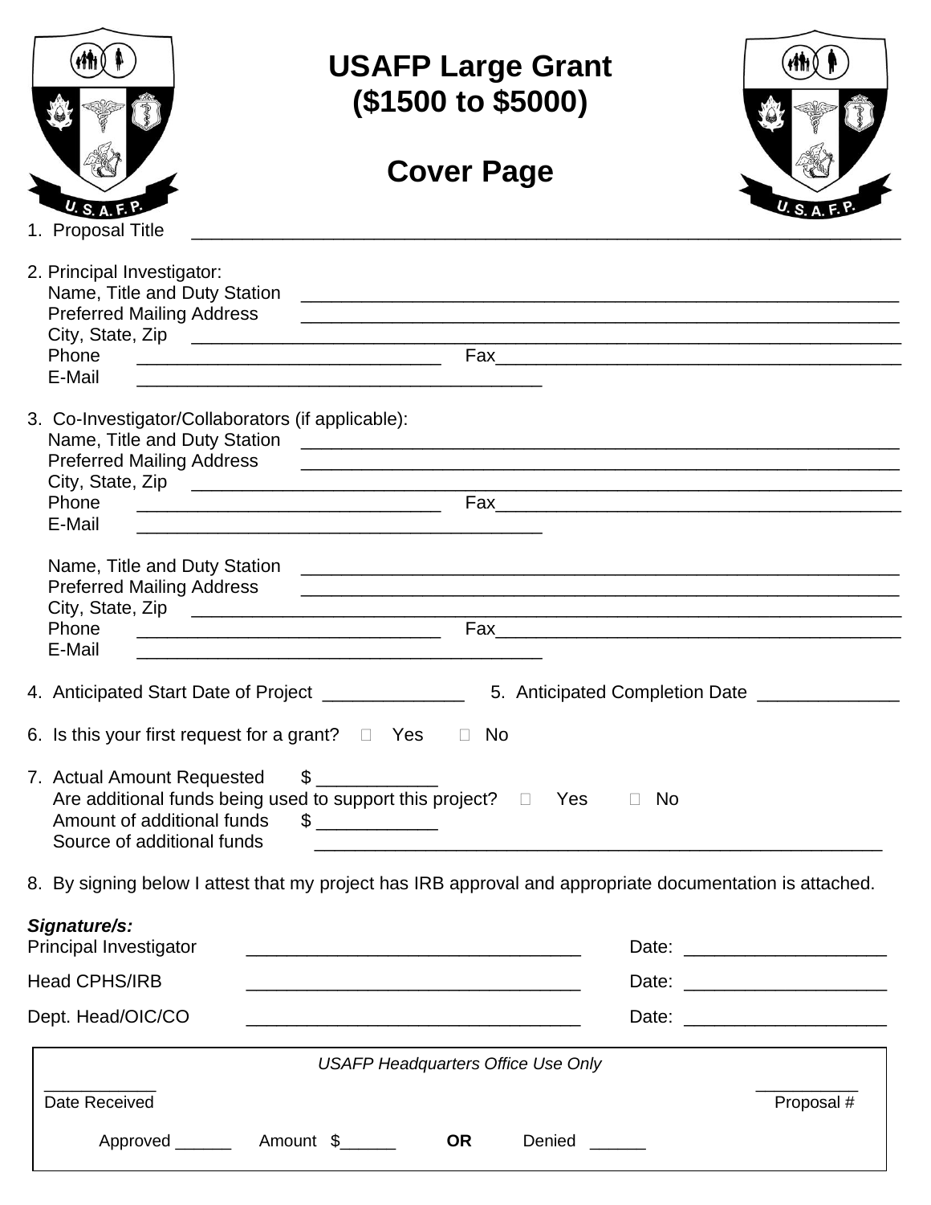# USAFP Large Grant
# ($1500 to $5000)

## Cover Page

1. Proposal Title ____________________________________________________________________

2. Principal Investigator:
   Name, Title and Duty Station ____________________________________________________
   Preferred Mailing Address ____________________________________________________
   City, State, Zip ____________________________________________________________
   Phone ____________________________ Fax________________________________________
   E-Mail ______________________________________

3. Co-Investigator/Collaborators (if applicable):
   Name, Title and Duty Station ____________________________________________________
   Preferred Mailing Address ____________________________________________________
   City, State, Zip ____________________________________________________________
   Phone ____________________________ Fax________________________________________
   E-Mail ______________________________________

   Name, Title and Duty Station ____________________________________________________
   Preferred Mailing Address ____________________________________________________
   City, State, Zip ____________________________________________________________
   Phone ____________________________ Fax________________________________________
   E-Mail ______________________________________

4. Anticipated Start Date of Project ______________ 5. Anticipated Completion Date ______________

6. Is this your first request for a grant? ☐ Yes ☐ No

7. Actual Amount Requested $ ____________
   Are additional funds being used to support this project? ☐ Yes ☐ No
   Amount of additional funds $ ____________
   Source of additional funds ____________________________________________________

8. By signing below I attest that my project has IRB approval and appropriate documentation is attached.

***Signature/s:***

Principal Investigator ________________________________ Date: ____________________

Head CPHS/IRB ________________________________ Date: ____________________

Dept. Head/OIC/CO ________________________________ Date: ____________________

*USAFP Headquarters Office Use Only*

____________ Date Received

____________ Proposal #

Approved ______ Amount $______ **OR** Denied ______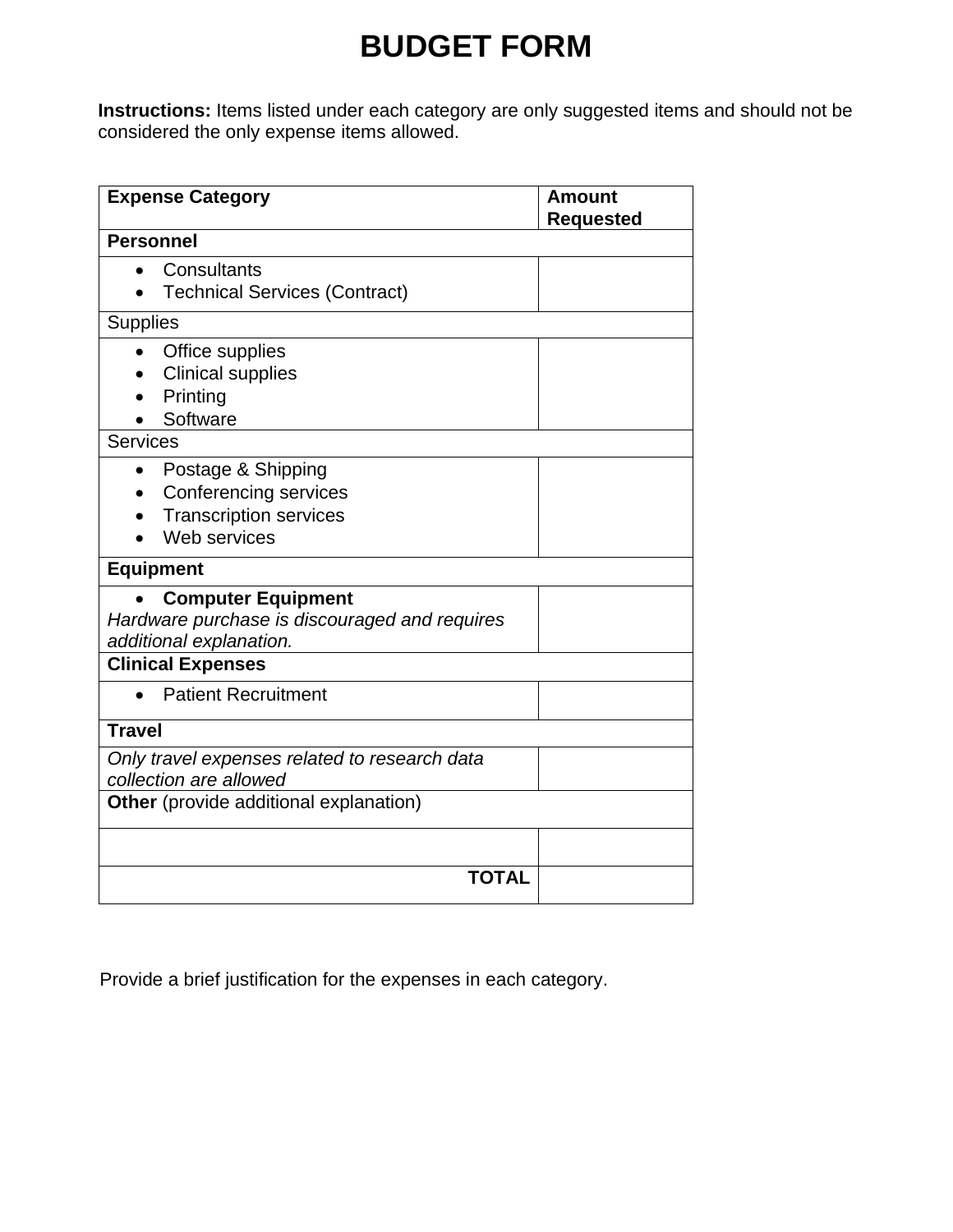# BUDGET FORM

**Instructions:** Items listed under each category are only suggested items and should not be considered the only expense items allowed.

| **Expense Category** | **Amount Requested** |
|---|---|
| **Personnel** | |
| • Consultants<br>• Technical Services (Contract) | |
| Supplies | |
| • Office supplies<br>• Clinical supplies<br>• Printing<br>• Software | |
| Services | |
| • Postage & Shipping<br>• Conferencing services<br>• Transcription services<br>• Web services | |
| **Equipment** | |
| • **Computer Equipment**<br>*Hardware purchase is discouraged and requires additional explanation.* | |
| **Clinical Expenses** | |
| • Patient Recruitment | |
| **Travel** | |
| *Only travel expenses related to research data collection are allowed* | |
| **Other** (provide additional explanation) | |
| | |
| **TOTAL** | |

Provide a brief justification for the expenses in each category.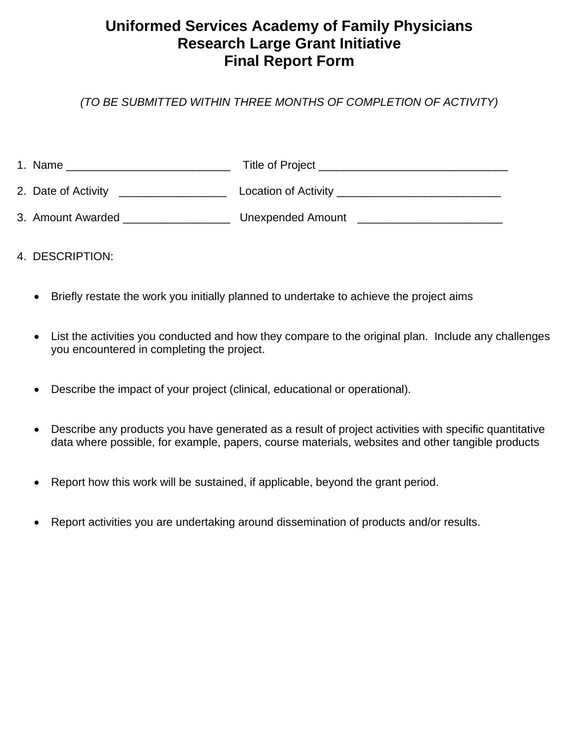# Uniformed Services Academy of Family Physicians
# Research Large Grant Initiative
# Final Report Form

*(TO BE SUBMITTED WITHIN THREE MONTHS OF COMPLETION OF ACTIVITY)*

1. Name __________________________ Title of Project ______________________________

2. Date of Activity _________________ Location of Activity __________________________

3. Amount Awarded _________________ Unexpended Amount _______________________

4. DESCRIPTION:

- Briefly restate the work you initially planned to undertake to achieve the project aims

- List the activities you conducted and how they compare to the original plan. Include any challenges you encountered in completing the project.

- Describe the impact of your project (clinical, educational or operational).

- Describe any products you have generated as a result of project activities with specific quantitative data where possible, for example, papers, course materials, websites and other tangible products

- Report how this work will be sustained, if applicable, beyond the grant period.

- Report activities you are undertaking around dissemination of products and/or results.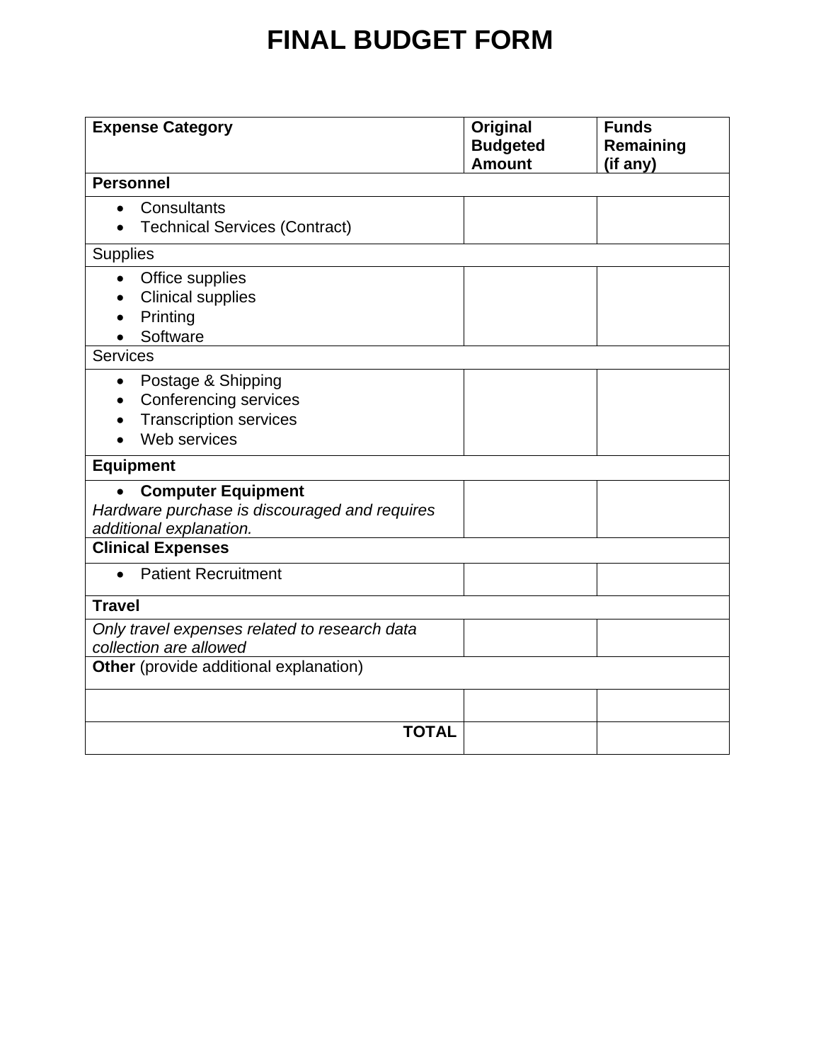# FINAL BUDGET FORM

| **Expense Category** | **Original Budgeted Amount** | **Funds Remaining (if any)** |
|---|---|---|
| **Personnel** | | |
| • Consultants<br>• Technical Services (Contract) | | |
| Supplies | | |
| • Office supplies<br>• Clinical supplies<br>• Printing<br>• Software | | |
| Services | | |
| • Postage & Shipping<br>• Conferencing services<br>• Transcription services<br>• Web services | | |
| **Equipment** | | |
| • **Computer Equipment**<br>*Hardware purchase is discouraged and requires additional explanation.* | | |
| **Clinical Expenses** | | |
| • Patient Recruitment | | |
| **Travel** | | |
| *Only travel expenses related to research data collection are allowed* | | |
| **Other** (provide additional explanation) | | |
| | | |
| **TOTAL** | | |